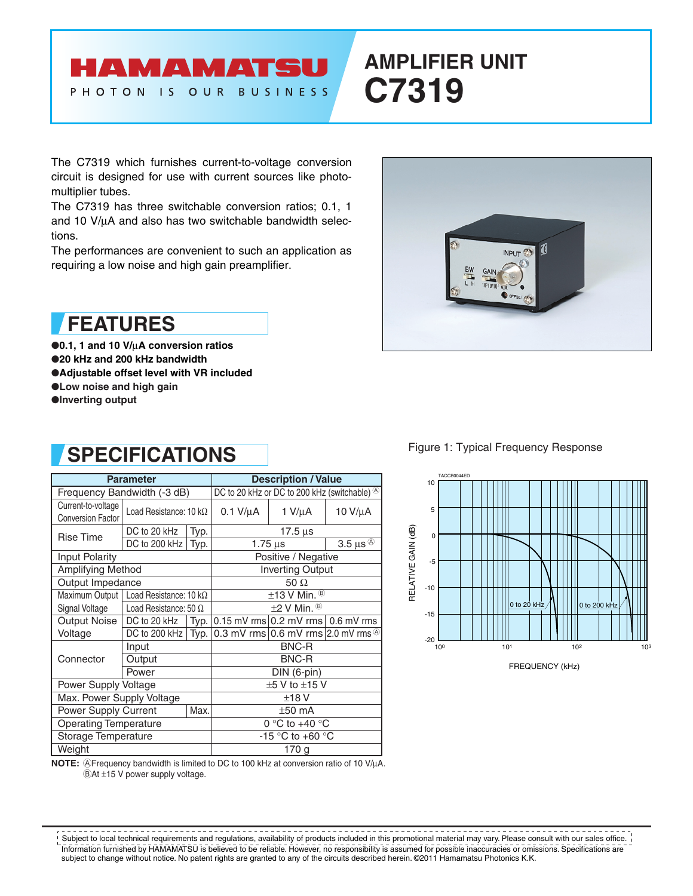# HAMAMATSU

PHOTON IS OUR BUSINESS

# AMPLIFIER UNIT C7319

The C7319 which furnishes current-to-voltage conversion circuit is designed for use with current sources like photomultiplier tubes.
The C7319 has three switchable conversion ratios; 0.1, 1 and 10 V/μA and also has two switchable bandwidth selections.
The performances are convenient to such an application as requiring a low noise and high gain preamplifier.

## FEATURES

- **0.1, 1 and 10 V/μA conversion ratios**
- **20 kHz and 200 kHz bandwidth**
- **Adjustable offset level with VR included**
- **Low noise and high gain**
- **Inverting output**

## SPECIFICATIONS

| Parameter | | | Description / Value | | |
|---|---|---|---|---|---|
| Frequency Bandwidth (-3 dB) | | | DC to 20 kHz or DC to 200 kHz (switchable) Ⓐ | | |
| Current-to-voltage Conversion Factor | Load Resistance: 10 kΩ | | 0.1 V/μA | 1 V/μA | 10 V/μA |
| Rise Time | DC to 20 kHz | Typ. | 17.5 μs | | |
| | DC to 200 kHz | Typ. | 1.75 μs | | 3.5 μs Ⓐ |
| Input Polarity | | | Positive / Negative | | |
| Amplifying Method | | | Inverting Output | | |
| Output Impedance | | | 50 Ω | | |
| Maximum Output Signal Voltage | Load Resistance: 10 kΩ | | ±13 V Min. Ⓑ | | |
| | Load Resistance: 50 Ω | | ±2 V Min. Ⓑ | | |
| Output Noise Voltage | DC to 20 kHz | Typ. | 0.15 mV rms | 0.2 mV rms | 0.6 mV rms |
| | DC to 200 kHz | Typ. | 0.3 mV rms | 0.6 mV rms | 2.0 mV rms Ⓐ |
| Connector | Input | | BNC-R | | |
| | Output | | BNC-R | | |
| | Power | | DIN (6-pin) | | |
| Power Supply Voltage | | | ±5 V to ±15 V | | |
| Max. Power Supply Voltage | | | ±18 V | | |
| Power Supply Current | | Max. | ±50 mA | | |
| Operating Temperature | | | 0 °C to +40 °C | | |
| Storage Temperature | | | -15 °C to +60 °C | | |
| Weight | | | 170 g | | |

**NOTE:** Ⓐ Frequency bandwidth is limited to DC to 100 kHz at conversion ratio of 10 V/μA.
Ⓑ At ±15 V power supply voltage.

Figure 1: Typical Frequency Response

Subject to local technical requirements and regulations, availability of products included in this promotional material may vary. Please consult with our sales office.
Information furnished by HAMAMATSU is believed to be reliable. However, no responsibility is assumed for possible inaccuracies or omissions. Specifications are subject to change without notice. No patent rights are granted to any of the circuits described herein. ©2011 Hamamatsu Photonics K.K.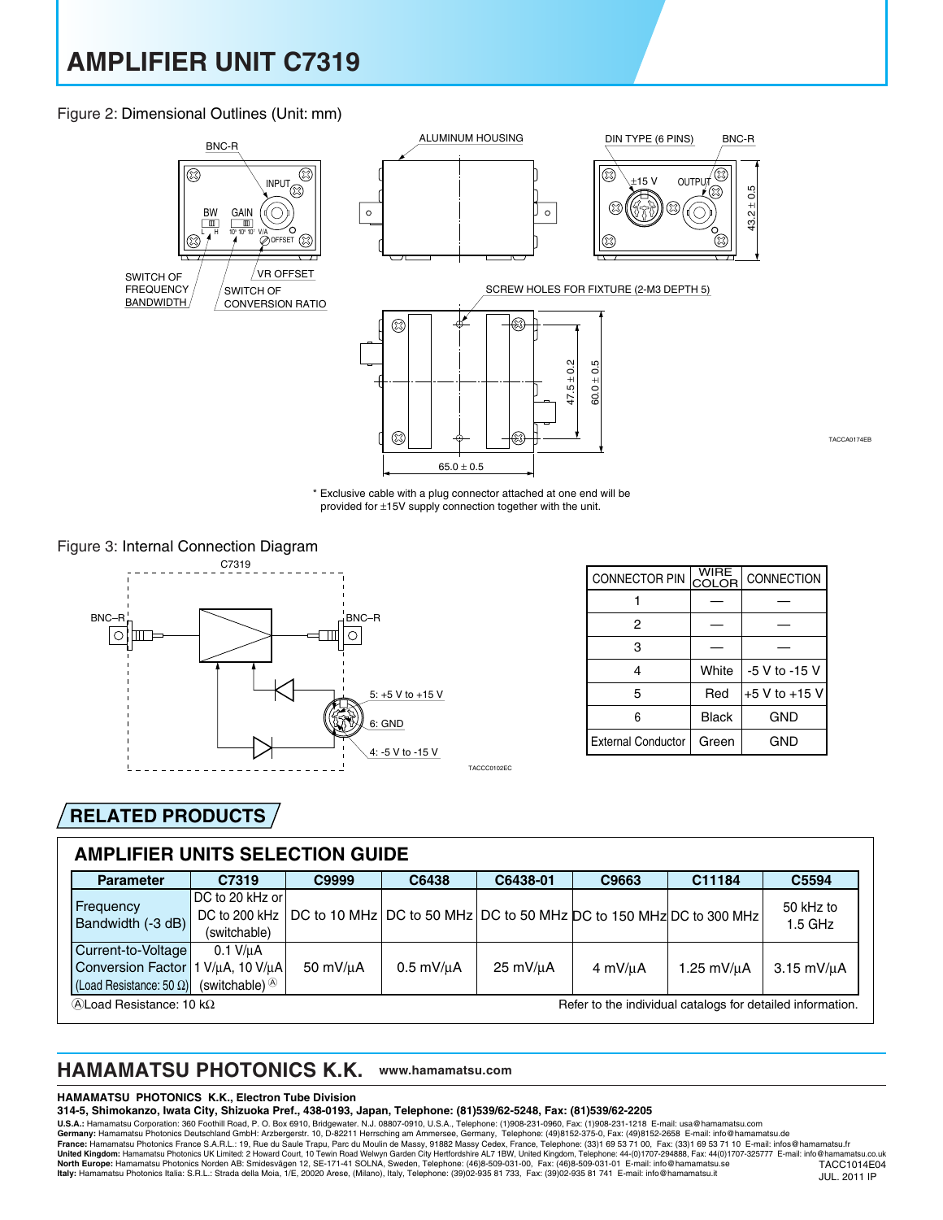# AMPLIFIER UNIT C7319

Figure 2: Dimensional Outlines (Unit: mm)

BNC-R
INPUT
BW
GAIN
L H
$10^6$ $10^5$ $10^7$ V/A
OFFSET
ALUMINUM HOUSING
DIN TYPE (6 PINS)
BNC-R
±15 V
OUTPUT
43.2 ± 0.5
SWITCH OF FREQUENCY BANDWIDTH
VR OFFSET
SWITCH OF CONVERSION RATIO
SCREW HOLES FOR FIXTURE (2-M3 DEPTH 5)
47.5 ± 0.2
60.0 ± 0.5
65.0 ± 0.5
TACCA0174EB

* Exclusive cable with a plug connector attached at one end will be provided for ±15V supply connection together with the unit.

Figure 3: Internal Connection Diagram

C7319
BNC–R
BNC–R
5: +5 V to +15 V
6: GND
4: -5 V to -15 V
TACCC0102EC

| CONNECTOR PIN | WIRE COLOR | CONNECTION |
|---|---|---|
| 1 | — | — |
| 2 | — | — |
| 3 | — | — |
| 4 | White | -5 V to -15 V |
| 5 | Red | +5 V to +15 V |
| 6 | Black | GND |
| External Conductor | Green | GND |

## RELATED PRODUCTS

### AMPLIFIER UNITS SELECTION GUIDE

| Parameter | C7319 | C9999 | C6438 | C6438-01 | C9663 | C11184 | C5594 |
|---|---|---|---|---|---|---|---|
| Frequency Bandwidth (-3 dB) | DC to 20 kHz or DC to 200 kHz (switchable) | DC to 10 MHz | DC to 50 MHz | DC to 50 MHz | DC to 150 MHz | DC to 300 MHz | 50 kHz to 1.5 GHz |
| Current-to-Voltage Conversion Factor (Load Resistance: 50 Ω) | 0.1 V/μA, 1 V/μA, 10 V/μA (switchable) Ⓐ | 50 mV/μA | 0.5 mV/μA | 25 mV/μA | 4 mV/μA | 1.25 mV/μA | 3.15 mV/μA |

ⒶLoad Resistance: 10 kΩ

Refer to the individual catalogs for detailed information.

## HAMAMATSU PHOTONICS K.K. www.hamamatsu.com

**HAMAMATSU PHOTONICS K.K., Electron Tube Division**
**314-5, Shimokanzo, Iwata City, Shizuoka Pref., 438-0193, Japan, Telephone: (81)539/62-5248, Fax: (81)539/62-2205**

**U.S.A.:** Hamamatsu Corporation: 360 Foothill Road, P. O. Box 6910, Bridgewater. N.J. 08807-0910, U.S.A., Telephone: (1)908-231-0960, Fax: (1)908-231-1218 E-mail: usa@hamamatsu.com
**Germany:** Hamamatsu Photonics Deutschland GmbH: Arzbergerstr. 10, D-82211 Herrsching am Ammersee, Germany, Telephone: (49)8152-375-0, Fax: (49)8152-2658 E-mail: info@hamamatsu.de
**France:** Hamamatsu Photonics France S.A.R.L.: 19, Rue du Saule Trapu, Parc du Moulin de Massy, 91882 Massy Cedex, France, Telephone: (33)1 69 53 71 00, Fax: (33)1 69 53 71 10 E-mail: infos@hamamatsu.fr
**United Kingdom:** Hamamatsu Photonics UK Limited: 2 Howard Court, 10 Tewin Road Welwyn Garden City Hertfordshire AL7 1BW, United Kingdom, Telephone: 44-(0)1707-294888, Fax: 44(0)1707-325777 E-mail: info@hamamatsu.co.uk
**North Europe:** Hamamatsu Photonics Norden AB: Smidesvägen 12, SE-171-41 SOLNA, Sweden, Telephone: (46)8-509-031-00, Fax: (46)8-509-031-01 E-mail: info@hamamatsu.se
**Italy:** Hamamatsu Photonics Italia: S.R.L.: Strada della Moia, 1/E, 20020 Arese, (Milano), Italy, Telephone: (39)02-935 81 733, Fax: (39)02-935 81 741 E-mail: info@hamamatsu.it

TACC1014E04
JUL. 2011 IP